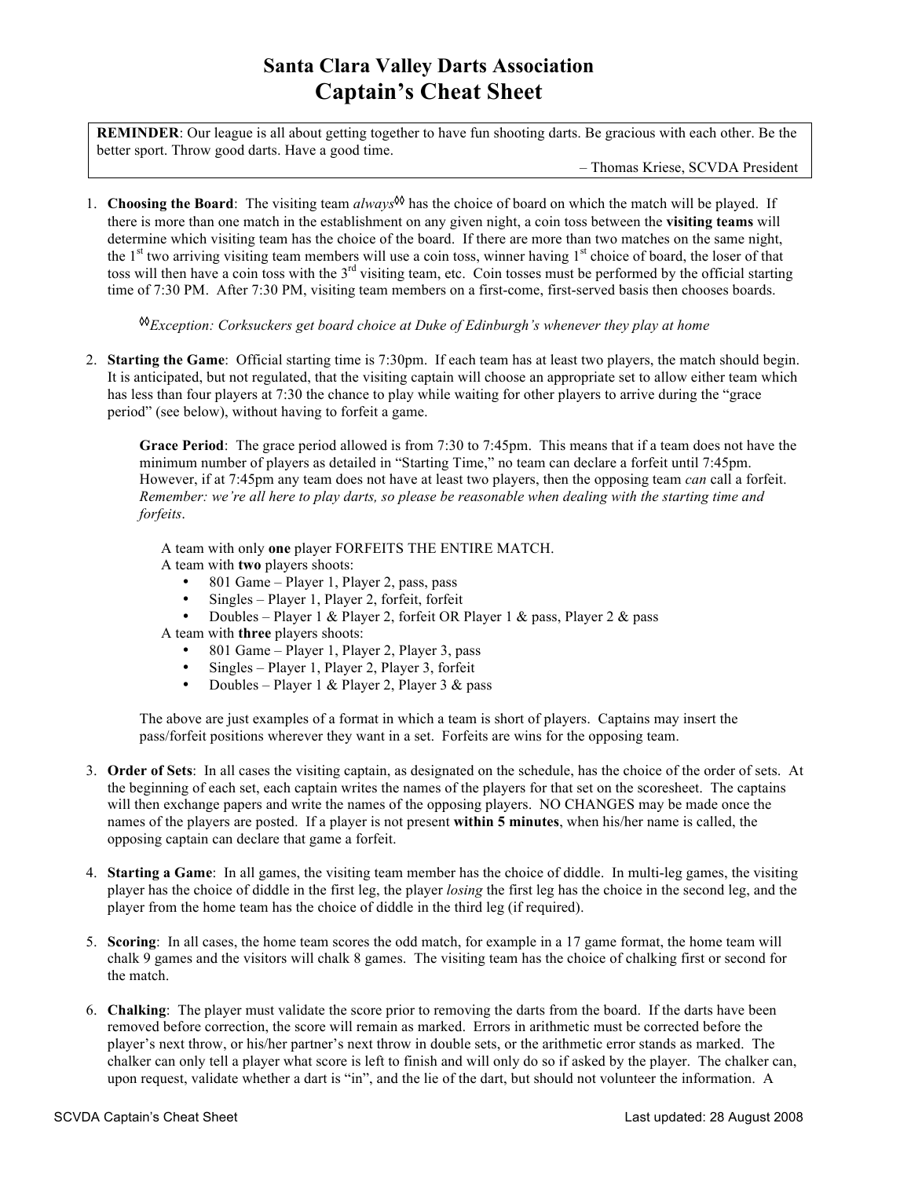# Santa Clara Valley Darts Association

## Captain's Cheat Sheet

**REMINDER**: Our league is all about getting together to have fun shooting darts. Be gracious with each other. Be the better sport. Throw good darts. Have a good time.

– Thomas Kriese, SCVDA President

1. **Choosing the Board**: The visiting team *always*◊◊ has the choice of board on which the match will be played. If there is more than one match in the establishment on any given night, a coin toss between the **visiting teams** will determine which visiting team has the choice of the board. If there are more than two matches on the same night, the 1st two arriving visiting team members will use a coin toss, winner having 1st choice of board, the loser of that toss will then have a coin toss with the 3rd visiting team, etc. Coin tosses must be performed by the official starting time of 7:30 PM. After 7:30 PM, visiting team members on a first-come, first-served basis then chooses boards.

   ◊◊*Exception: Corksuckers get board choice at Duke of Edinburgh's whenever they play at home*

2. **Starting the Game**: Official starting time is 7:30pm. If each team has at least two players, the match should begin. It is anticipated, but not regulated, that the visiting captain will choose an appropriate set to allow either team which has less than four players at 7:30 the chance to play while waiting for other players to arrive during the "grace period" (see below), without having to forfeit a game.

   **Grace Period**: The grace period allowed is from 7:30 to 7:45pm. This means that if a team does not have the minimum number of players as detailed in "Starting Time," no team can declare a forfeit until 7:45pm. However, if at 7:45pm any team does not have at least two players, then the opposing team *can* call a forfeit. *Remember: we're all here to play darts, so please be reasonable when dealing with the starting time and forfeits*.

   A team with only **one** player FORFEITS THE ENTIRE MATCH.
   A team with **two** players shoots:
   - 801 Game – Player 1, Player 2, pass, pass
   - Singles – Player 1, Player 2, forfeit, forfeit
   - Doubles – Player 1 & Player 2, forfeit OR Player 1 & pass, Player 2 & pass

   A team with **three** players shoots:
   - 801 Game – Player 1, Player 2, Player 3, pass
   - Singles – Player 1, Player 2, Player 3, forfeit
   - Doubles – Player 1 & Player 2, Player 3 & pass

   The above are just examples of a format in which a team is short of players. Captains may insert the pass/forfeit positions wherever they want in a set. Forfeits are wins for the opposing team.

3. **Order of Sets**: In all cases the visiting captain, as designated on the schedule, has the choice of the order of sets. At the beginning of each set, each captain writes the names of the players for that set on the scoresheet. The captains will then exchange papers and write the names of the opposing players. NO CHANGES may be made once the names of the players are posted. If a player is not present **within 5 minutes**, when his/her name is called, the opposing captain can declare that game a forfeit.

4. **Starting a Game**: In all games, the visiting team member has the choice of diddle. In multi-leg games, the visiting player has the choice of diddle in the first leg, the player *losing* the first leg has the choice in the second leg, and the player from the home team has the choice of diddle in the third leg (if required).

5. **Scoring**: In all cases, the home team scores the odd match, for example in a 17 game format, the home team will chalk 9 games and the visitors will chalk 8 games. The visiting team has the choice of chalking first or second for the match.

6. **Chalking**: The player must validate the score prior to removing the darts from the board. If the darts have been removed before correction, the score will remain as marked. Errors in arithmetic must be corrected before the player's next throw, or his/her partner's next throw in double sets, or the arithmetic error stands as marked. The chalker can only tell a player what score is left to finish and will only do so if asked by the player. The chalker can, upon request, validate whether a dart is "in", and the lie of the dart, but should not volunteer the information. A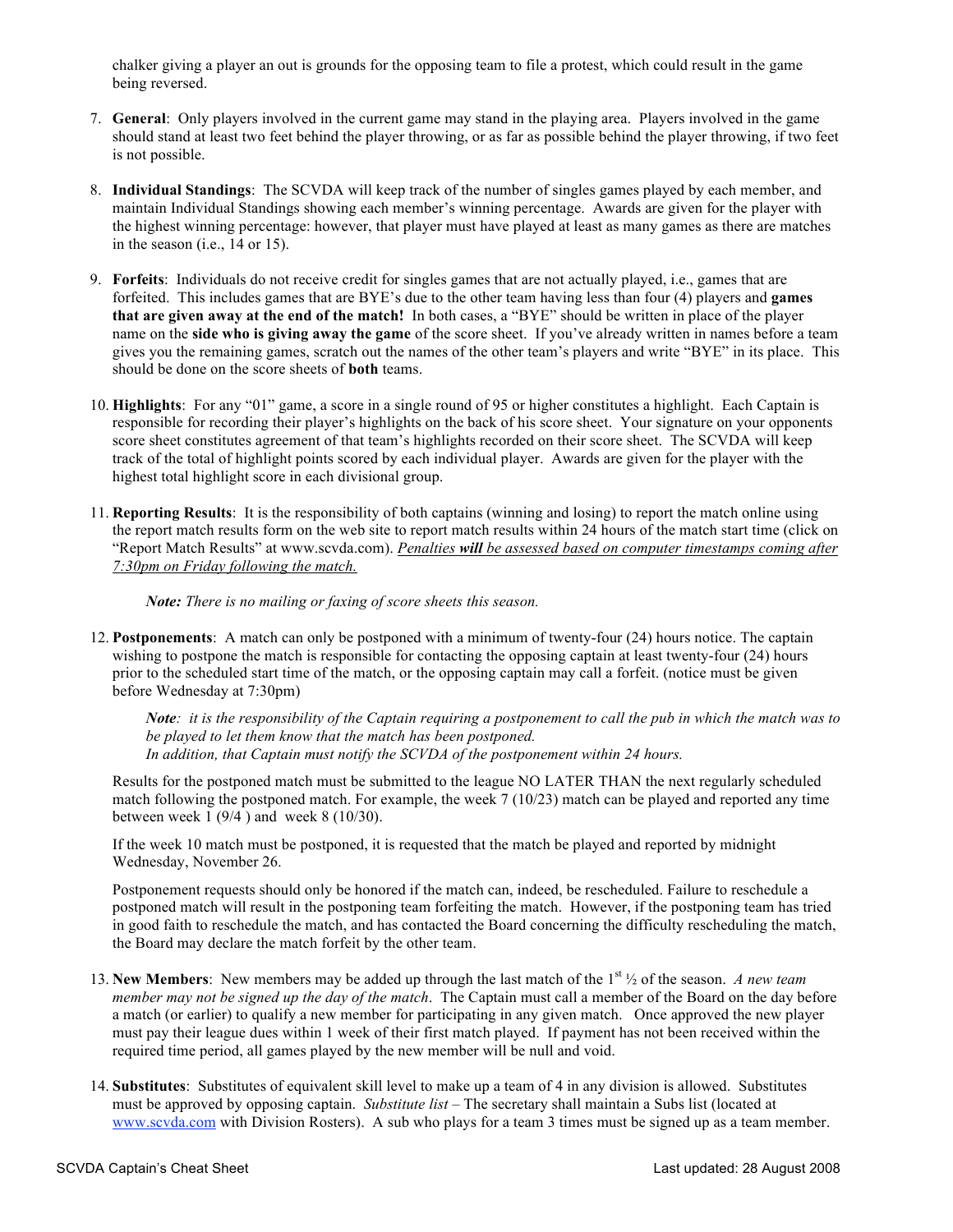chalker giving a player an out is grounds for the opposing team to file a protest, which could result in the game being reversed.

7. **General**: Only players involved in the current game may stand in the playing area. Players involved in the game should stand at least two feet behind the player throwing, or as far as possible behind the player throwing, if two feet is not possible.

8. **Individual Standings**: The SCVDA will keep track of the number of singles games played by each member, and maintain Individual Standings showing each member's winning percentage. Awards are given for the player with the highest winning percentage: however, that player must have played at least as many games as there are matches in the season (i.e., 14 or 15).

9. **Forfeits**: Individuals do not receive credit for singles games that are not actually played, i.e., games that are forfeited. This includes games that are BYE's due to the other team having less than four (4) players and **games that are given away at the end of the match!** In both cases, a "BYE" should be written in place of the player name on the **side who is giving away the game** of the score sheet. If you've already written in names before a team gives you the remaining games, scratch out the names of the other team's players and write "BYE" in its place. This should be done on the score sheets of **both** teams.

10. **Highlights**: For any "01" game, a score in a single round of 95 or higher constitutes a highlight. Each Captain is responsible for recording their player's highlights on the back of his score sheet. Your signature on your opponents score sheet constitutes agreement of that team's highlights recorded on their score sheet. The SCVDA will keep track of the total of highlight points scored by each individual player. Awards are given for the player with the highest total highlight score in each divisional group.

11. **Reporting Results**: It is the responsibility of both captains (winning and losing) to report the match online using the report match results form on the web site to report match results within 24 hours of the match start time (click on "Report Match Results" at www.scvda.com). *Penalties **will** be assessed based on computer timestamps coming after 7:30pm on Friday following the match.*

    ***Note:*** *There is no mailing or faxing of score sheets this season.*

12. **Postponements**: A match can only be postponed with a minimum of twenty-four (24) hours notice. The captain wishing to postpone the match is responsible for contacting the opposing captain at least twenty-four (24) hours prior to the scheduled start time of the match, or the opposing captain may call a forfeit. (notice must be given before Wednesday at 7:30pm)

    ***Note****: it is the responsibility of the Captain requiring a postponement to call the pub in which the match was to be played to let them know that the match has been postponed.*
    *In addition, that Captain must notify the SCVDA of the postponement within 24 hours.*

    Results for the postponed match must be submitted to the league NO LATER THAN the next regularly scheduled match following the postponed match. For example, the week 7 (10/23) match can be played and reported any time between week 1 (9/4 ) and week 8 (10/30).

    If the week 10 match must be postponed, it is requested that the match be played and reported by midnight Wednesday, November 26.

    Postponement requests should only be honored if the match can, indeed, be rescheduled. Failure to reschedule a postponed match will result in the postponing team forfeiting the match. However, if the postponing team has tried in good faith to reschedule the match, and has contacted the Board concerning the difficulty rescheduling the match, the Board may declare the match forfeit by the other team.

13. **New Members**: New members may be added up through the last match of the 1st ½ of the season. *A new team member may not be signed up the day of the match*. The Captain must call a member of the Board on the day before a match (or earlier) to qualify a new member for participating in any given match. Once approved the new player must pay their league dues within 1 week of their first match played. If payment has not been received within the required time period, all games played by the new member will be null and void.

14. **Substitutes**: Substitutes of equivalent skill level to make up a team of 4 in any division is allowed. Substitutes must be approved by opposing captain. *Substitute list* – The secretary shall maintain a Subs list (located at www.scvda.com with Division Rosters). A sub who plays for a team 3 times must be signed up as a team member.